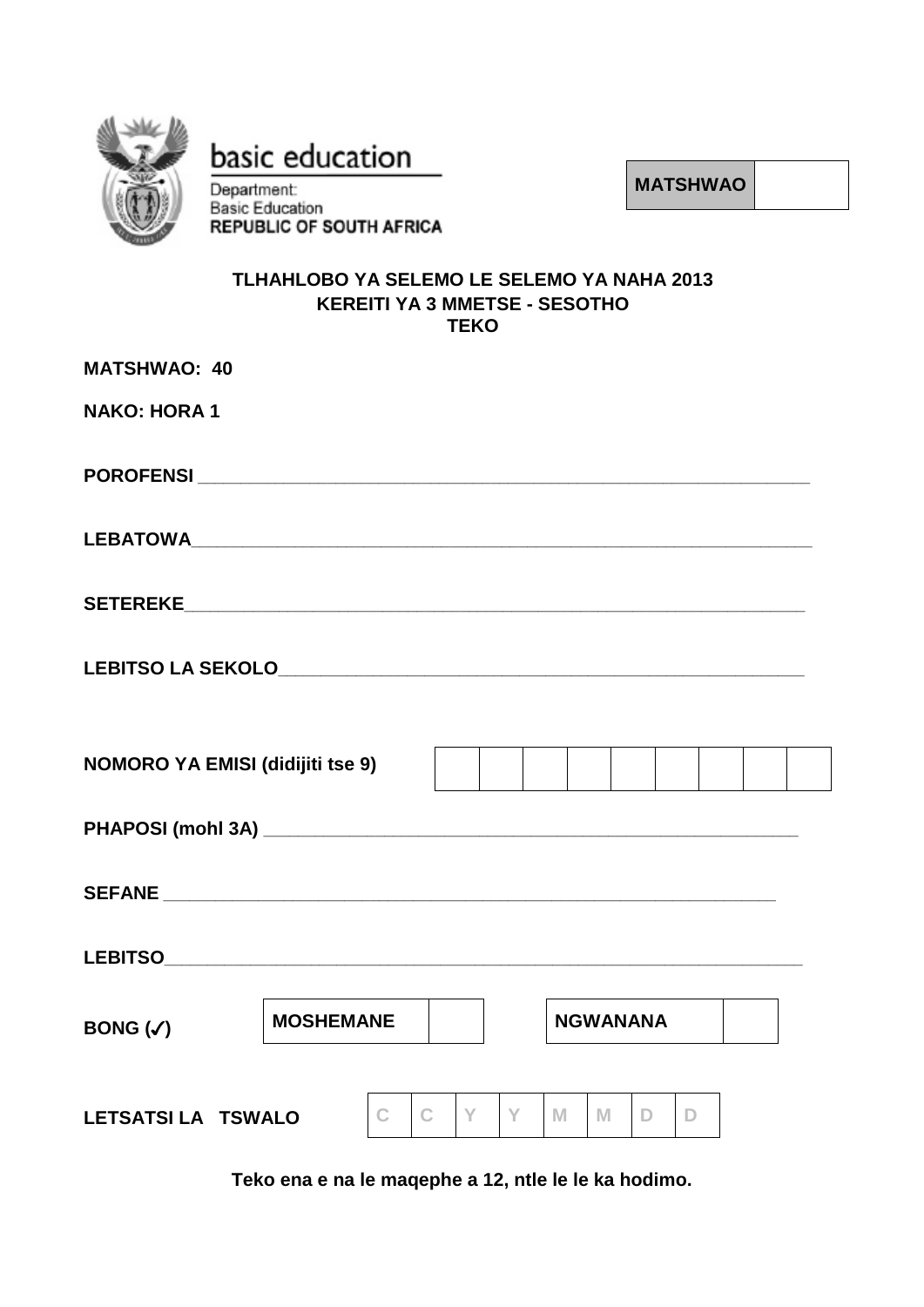basic education

Department:
Basic Education
**REPUBLIC OF SOUTH AFRICA**

| **MATSHWAO** | |
|---|---|

**TLHAHLOBO YA SELEMO LE SELEMO YA NAHA 2013**
**KEREITI YA 3 MMETSE - SESOTHO**
**TEKO**

**MATSHWAO: 40**

**NAKO: HORA 1**

**POROFENSI** ___________________________________________________________

**LEBATOWA**___________________________________________________________

**SETEREKE**___________________________________________________________

**LEBITSO LA SEKOLO**___________________________________________________

**NOMORO YA EMISI (didijiti tse 9)**

| | | | | | | | | |
|---|---|---|---|---|---|---|---|---|
| | | | | | | | | |

**PHAPOSI (mohl 3A)** ___________________________________________________

**SEFANE** ___________________________________________________________

**LEBITSO**___________________________________________________________

**BONG (✓)**

| **MOSHEMANE** | | **NGWANANA** | |
|---|---|---|---|

**LETSATSI LA TSWALO**

| C | C | Y | Y | M | M | D | D |
|---|---|---|---|---|---|---|---|

**Teko ena e na le maqephe a 12, ntle le le ka hodimo.**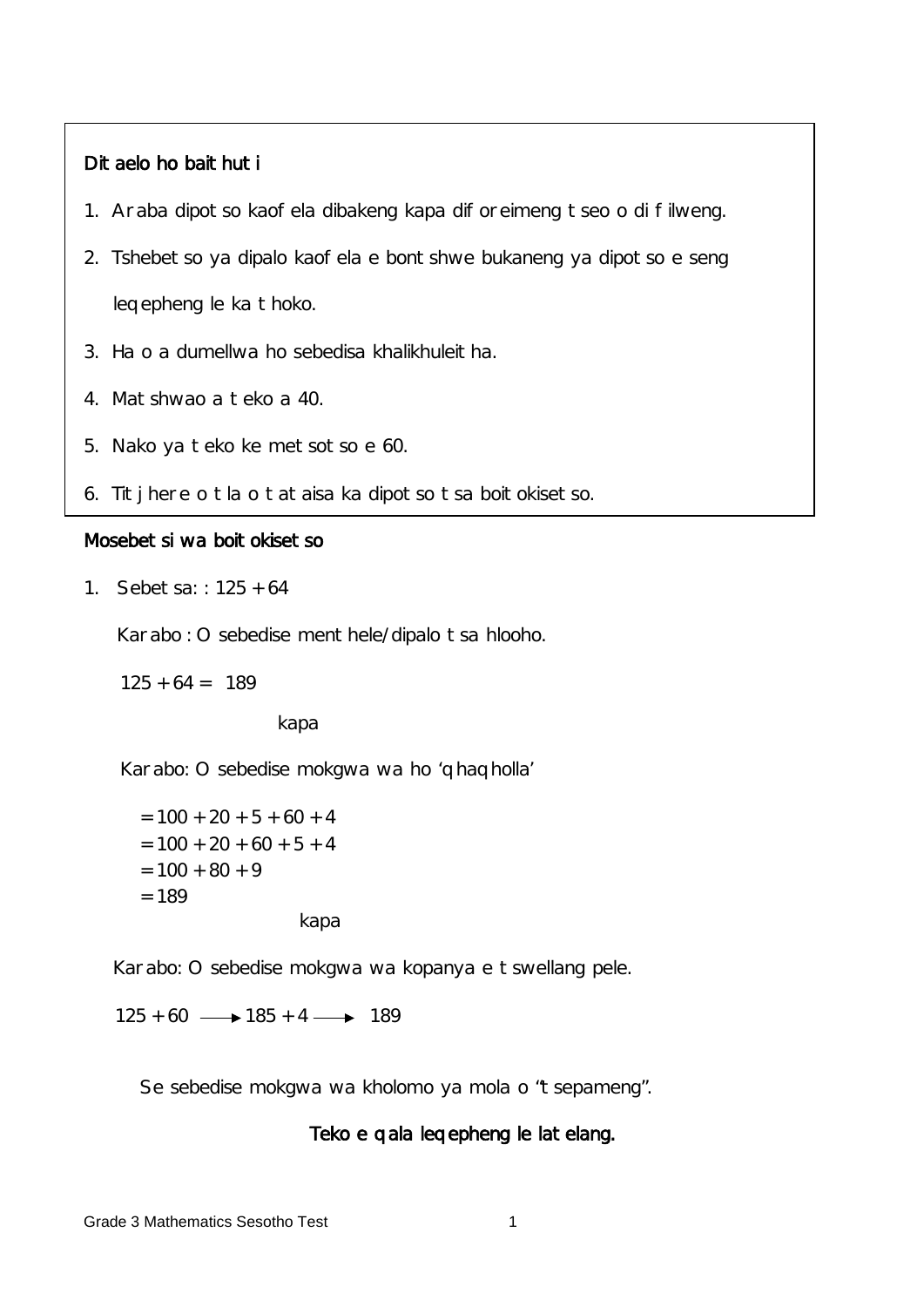**Ditaelo ho baithuti**

1. Araba dipotso kaofela dibakeng kapa diforeimeng tseo o di filweng.
2. Tshebetso ya dipalo kaofela e bontshwe bukaneng ya dipotso e seng leqepheng le ka thoko.
3. Ha o a dumellwa ho sebedisa khalikhuleitha.
4. Matshwao a teko a 40.
5. Nako ya teko ke metsotso e 60.
6. Titjhere o tla o tlatsa ka dipotso tsa boitokisetso.

**Mosebetsi wa boitokisetso**

1. Sebetsa: : $125 + 64$

   Karabo : O sebedise menthele/dipalo tsa hlooho.

   $125 + 64 = 189$

   kapa

   Karabo: O sebedise mokgwa wa ho 'qhaqholla'

   $= 100 + 20 + 5 + 60 + 4$
   $= 100 + 20 + 60 + 5 + 4$
   $= 100 + 80 + 9$
   $= 189$

   kapa

   Karabo: O sebedise mokgwa wa kopanya e tswellang pele.

   $125 + 60 \longrightarrow 185 + 4 \longrightarrow 189$

   Se sebedise mokgwa wa kholomo ya mola o "tsepameng".

**Teko e qala leqepheng le latelang.**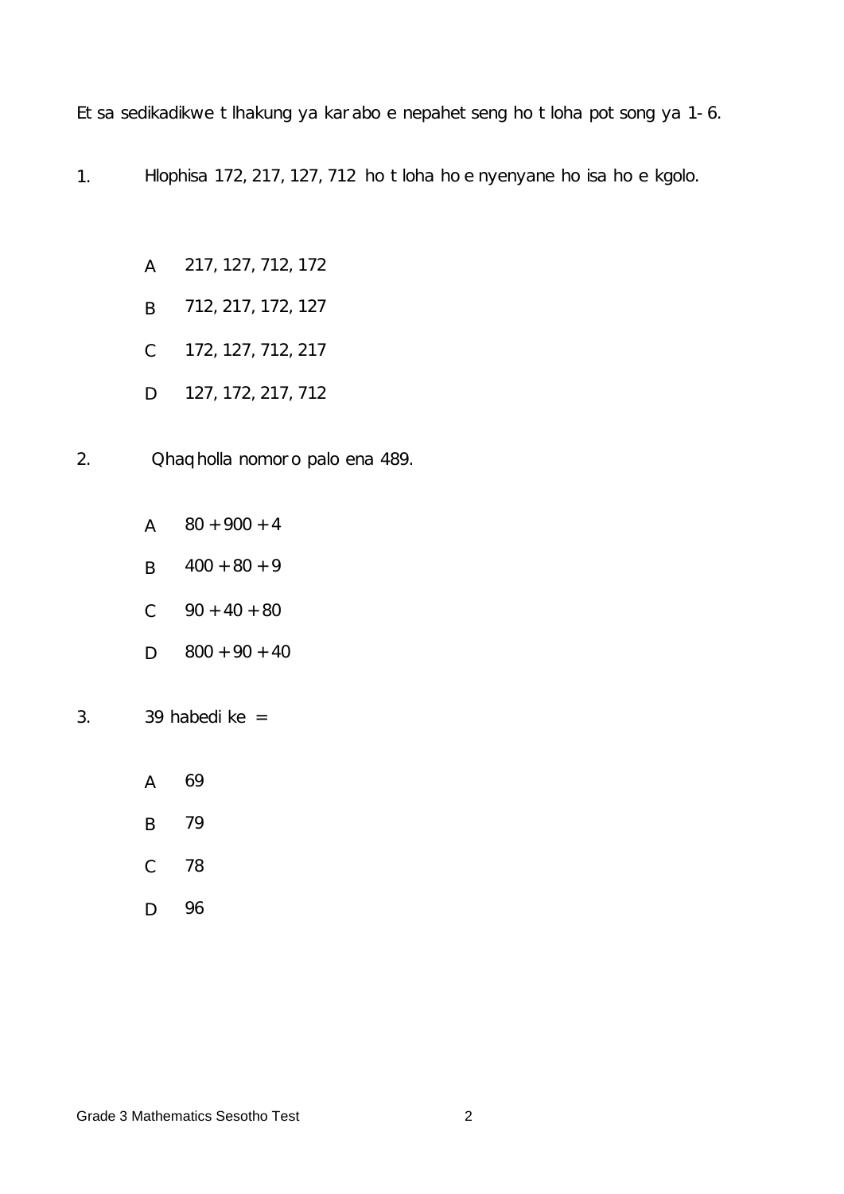Etsa sedikadikwe tlhakung ya karabo e nepahetseng ho tloha potsong ya 1-6.

1. Hlophisa 172, 217, 127, 712 ho tloha ho e nyenyane ho isa ho e kgolo.

   A 217, 127, 712, 172

   B 712, 217, 172, 127

   C 172, 127, 712, 217

   D 127, 172, 217, 712

2. Qhaqholla nomoro palo ena 489.

   A $80 + 900 + 4$

   B $400 + 80 + 9$

   C $90 + 40 + 80$

   D $800 + 90 + 40$

3. 39 habedi ke =

   A 69

   B 79

   C 78

   D 96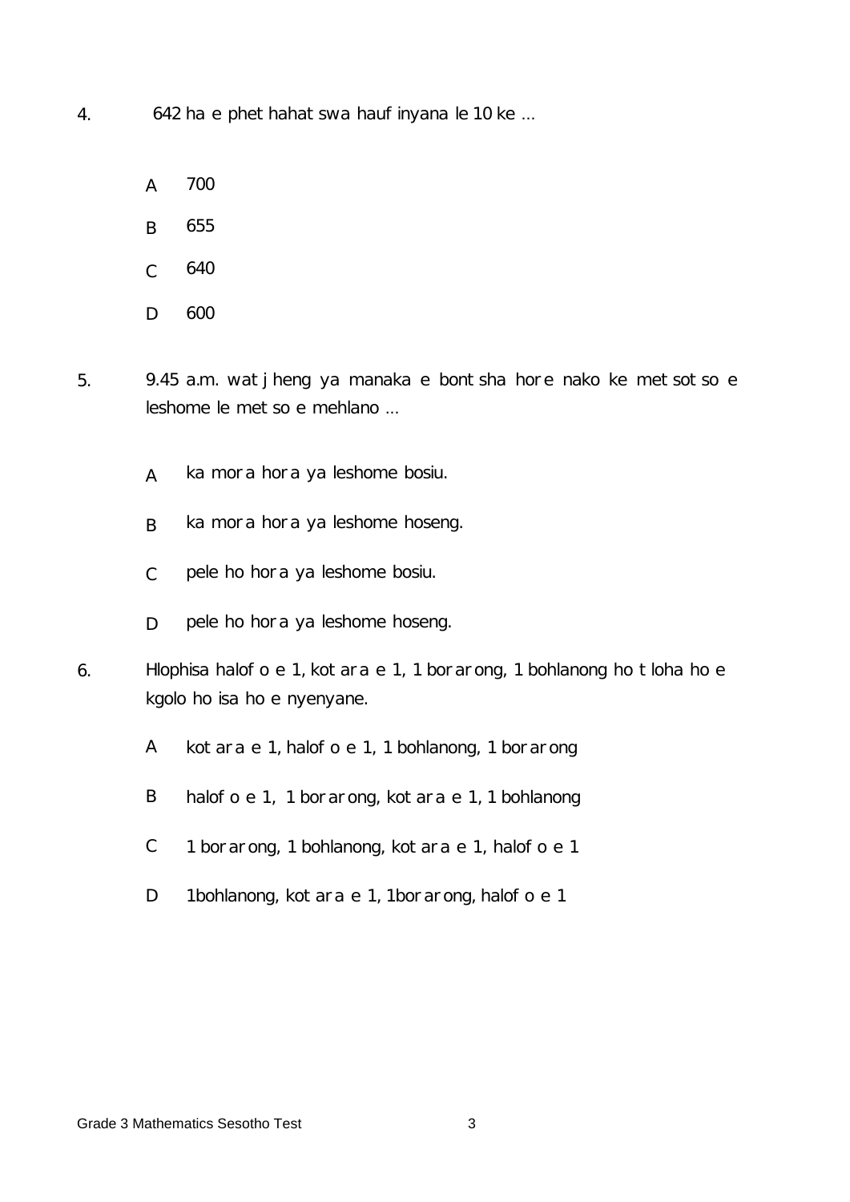4. 642 ha e phethahatswa haufinyana le 10 ke …

   A 700

   B 655

   C 640

   D 600

5. 9.45 a.m. watjheng ya manaka e bontsha hore nako ke metsotso e leshome le metso e mehlano …

   A ka mora hora ya leshome bosiu.

   B ka mora hora ya leshome hoseng.

   C pele ho hora ya leshome bosiu.

   D pele ho hora ya leshome hoseng.

6. Hlophisa halofo e 1, kotara e 1, 1 borarong, 1 bohlanong ho tloha ho e kgolo ho isa ho e nyenyane.

   A kotara e 1, halofo e 1, 1 bohlanong, 1 borarong

   B halofo e 1, 1 borarong, kotara e 1, 1 bohlanong

   C 1 borarong, 1 bohlanong, kotara e 1, halofo e 1

   D 1bohlanong, kotara e 1, 1borarong, halofo e 1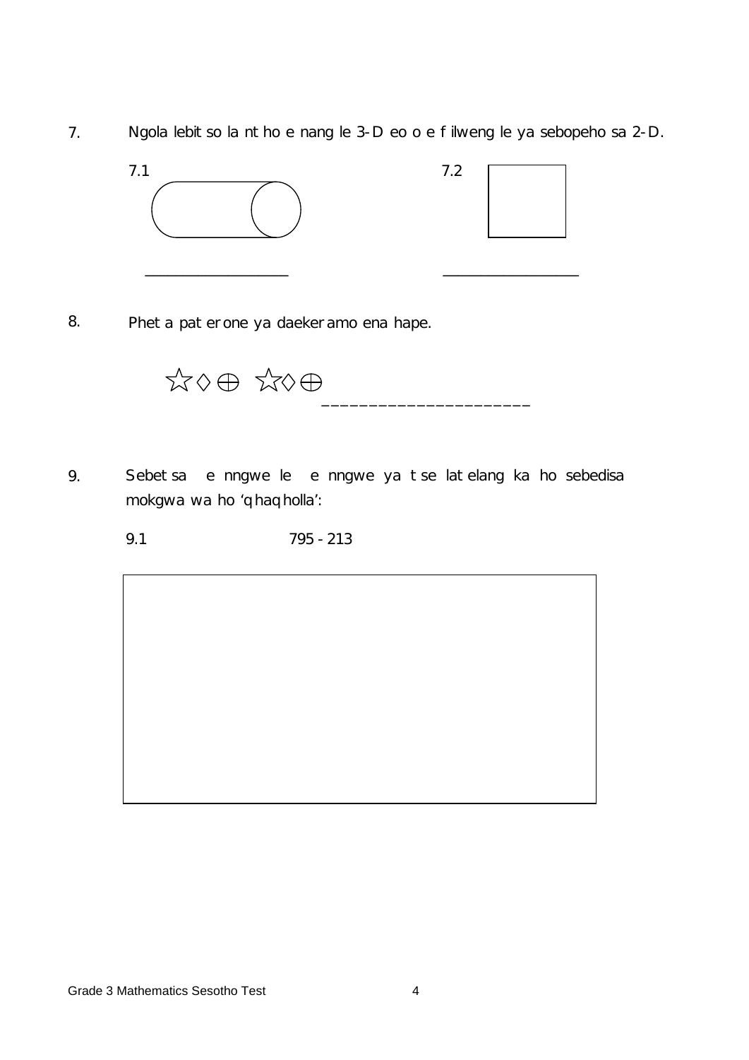7. Ngola lebitso la ntho e nang le 3-D eo o e filweng le ya sebopeho sa 2-D.

7.1

\_\_\_\_\_\_\_\_\_\_\_\_\_\_\_\_\_\_

7.2

\_\_\_\_\_\_\_\_\_\_\_\_\_\_\_\_\_\_

8. Phetha patherone ya daekeramo ena hape.

☆◊⊕ ☆◊⊕ ______________________

9. Sebetsa e nngwe le e nngwe ya tse latelang ka ho sebedisa mokgwa wa ho 'qhaqholla':

9.1 795 - 213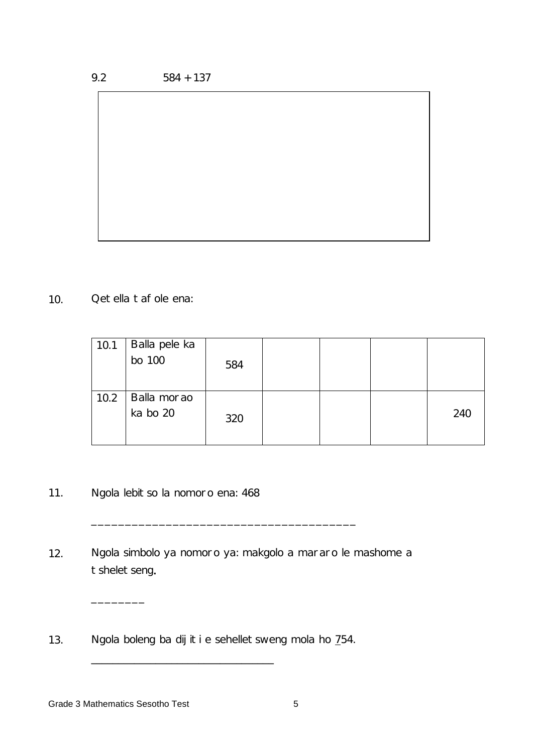9.2 $584 + 137$

10. Qetella tafole ena:

| 10.1 | Balla pele ka bo 100 | 584 | | | | |
|---|---|---|---|---|---|---|
| 10.2 | Balla morao ka bo 20 | 320 | | | | 240 |

11. Ngola lebitso la nomoro ena: 468

_______________________________________

12. Ngola simbolo ya nomoro ya: makgolo a mararo le mashome a tsheletseng.

________

13. Ngola boleng ba dijiti e sehelletsweng mola ho <u>7</u>54.

___________________________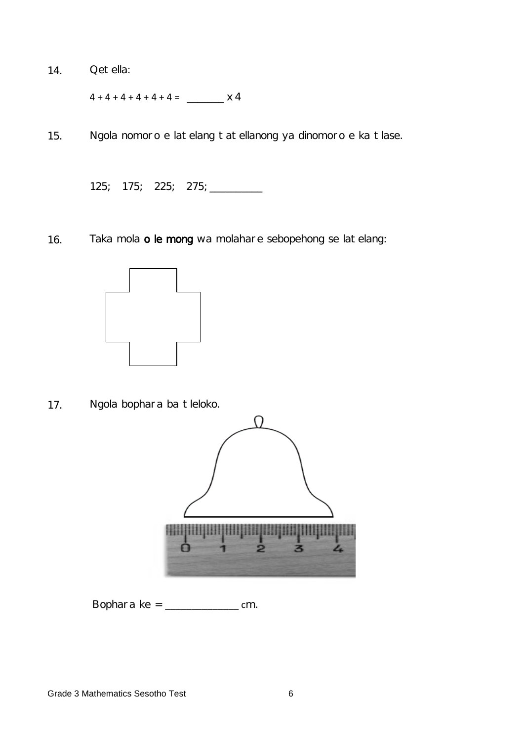14. Qet ella:

$4 + 4 + 4 + 4 + 4 + 4 =$ _______ x 4

15. Ngola nomoro e latelang tatellanong ya dinomoro e ka tlase.

125; 175; 225; 275; _________

16. Taka mola **o le mong** wa molahare sebopehong se latelang:

17. Ngola bophara ba tleloko.

0 1 2 3 4

Bophara ke = _____________ cm.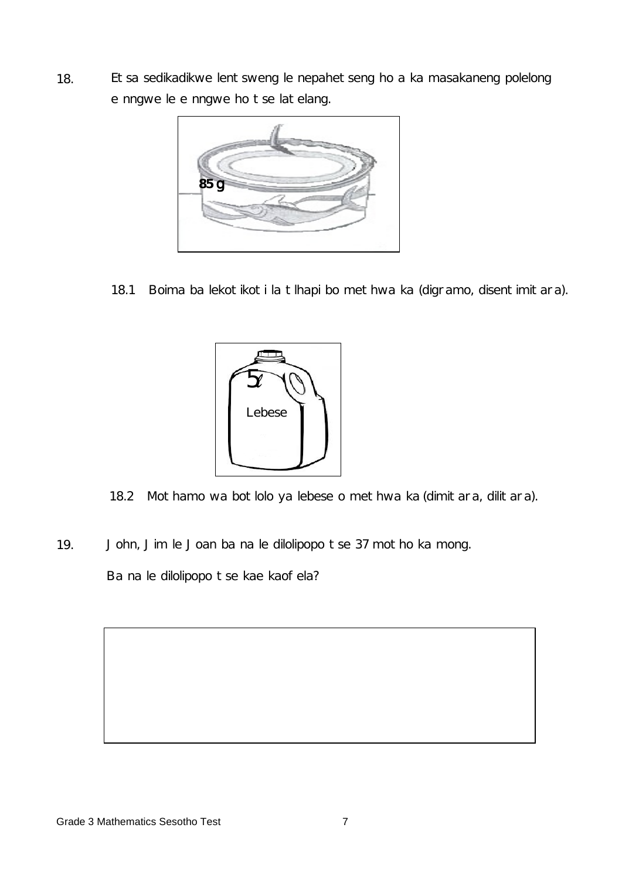18. Etsa sedikadikwe lentsweng le nepahetseng ho a ka masakaneng polelong e nngwe le e nngwe ho tse latelang.

85 g

18.1 Boima ba lekotikoti la tlhapi bo methwa ka (digramo, disentimitara).

5ℓ

Lebese

18.2 Mothamo wa botlolo ya lebese o methwa ka (dimitara, dilitara).

19. John, Jim le Joan ba na le dilolipopo tse 37 motho ka mong.

Ba na le dilolipopo tse kae kaofela?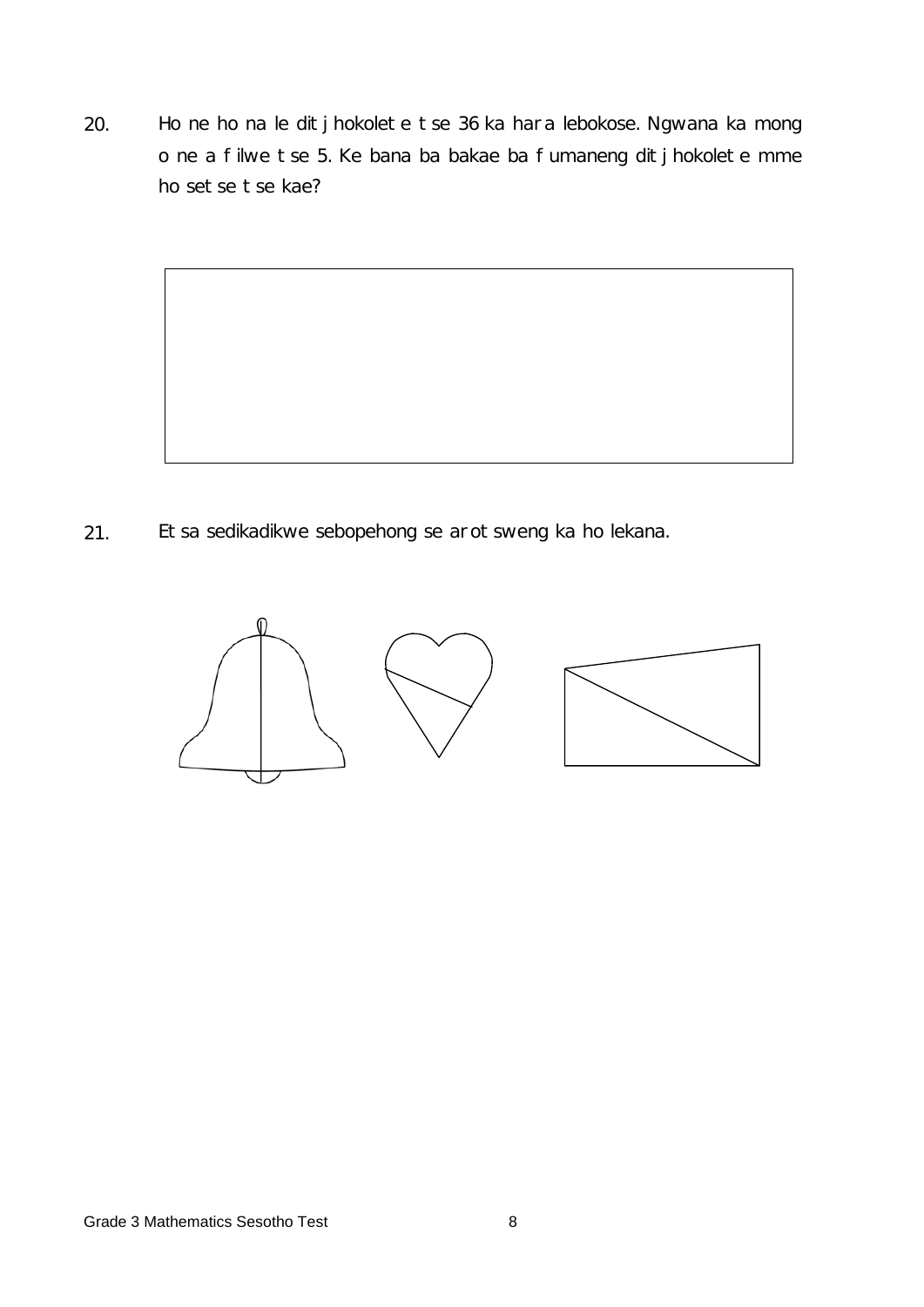20. Ho ne ho na le ditjhokolete tse 36 ka hara lebokose. Ngwana ka mong o ne a filwe tse 5. Ke bana ba bakae ba fumaneng ditjhokolete mme ho setse tse kae?

|   |
|---|
|   |

21. Etsa sedikadikwe sebopehong se arotsweng ka ho lekana.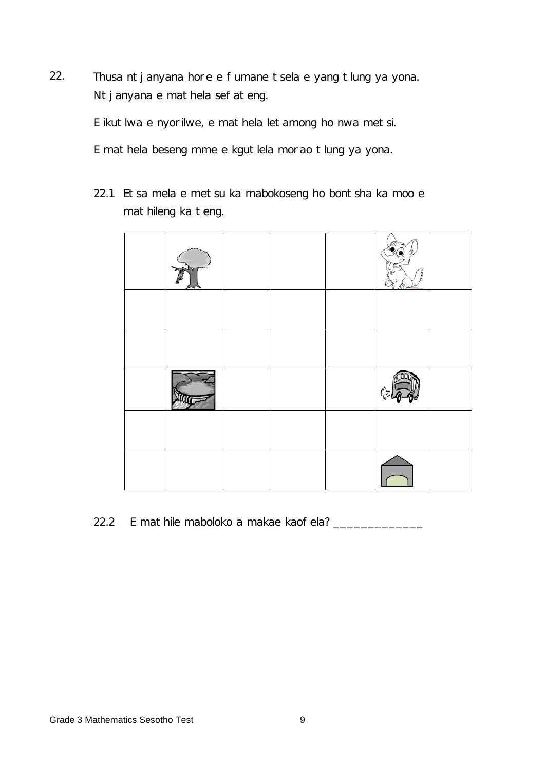22. Thusa ntjanyana hore e fumane tsela e yang tlung ya yona. Ntjanyana e mathela sefateng.

E ikutlwa e nyorilwe, e mathela letamong ho nwa metsi.

E mathela beseng mme e kgutlela morao tlung ya yona.

22.1 Etsa mela e metsu ka mabokoseng ho bontsha ka moo e mathileng ka teng.

| | | | | | | |
|---|---|---|---|---|---|---|
| | | | | | | |
| | | | | | | |
| | | | | | | |
| | | | | | | |
| | | | | | | |
| | | | | | | |

22.2 E mathile maboloko a makae kaofela? _____________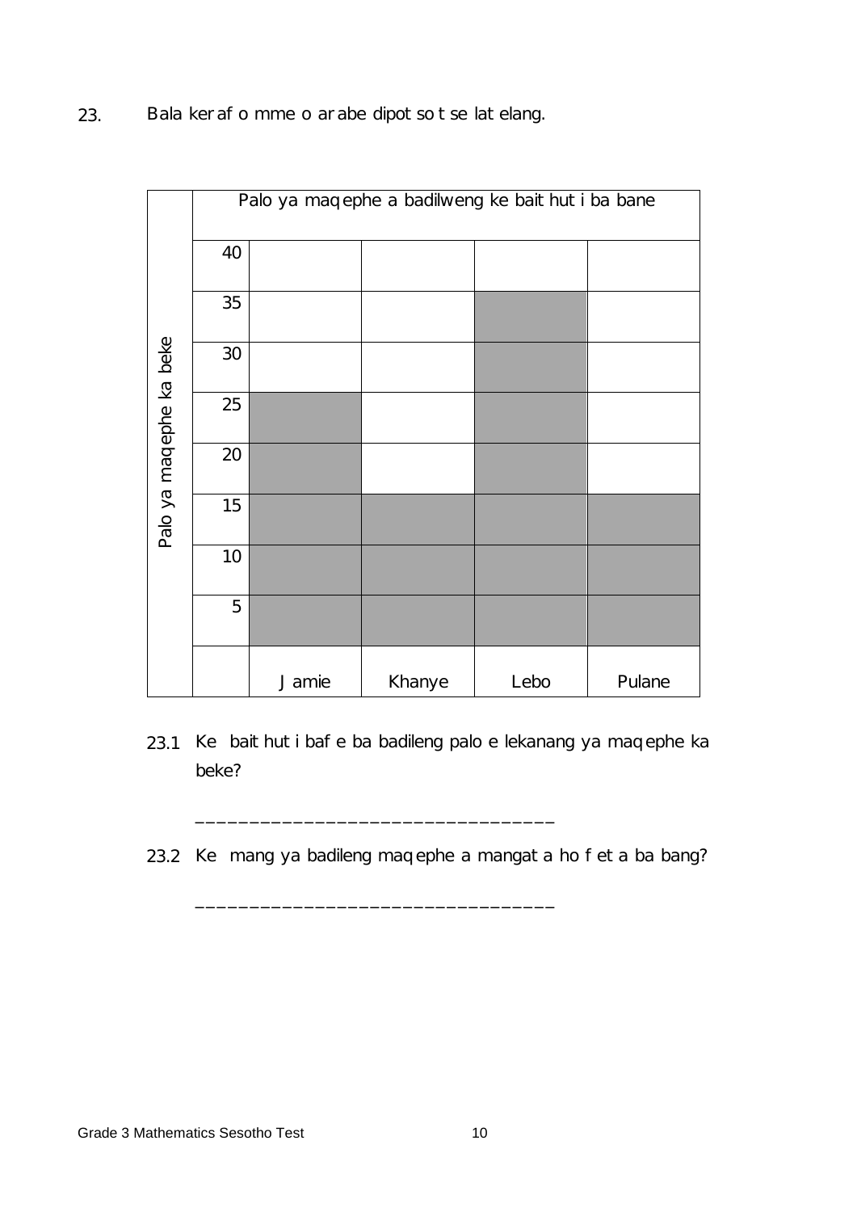23. Bala kerafo mme o arabe dipotso tse latelang.

**Palo ya maqephe a badilweng ke baithuti ba bane**

| Palo ya maqephe ka beke | Jamie | Khanye | Lebo | Pulane |
|---|---|---|---|---|
| 40 | | | | |
| 35 | | | ■ | |
| 30 | | | ■ | |
| 25 | ■ | | ■ | |
| 20 | ■ | | ■ | |
| 15 | ■ | ■ | ■ | ■ |
| 10 | ■ | ■ | ■ | ■ |
| 5 | ■ | ■ | ■ | ■ |

23.1 Ke baithuti bafe ba badileng palo e lekanang ya maqephe ka beke?

_______________________________

23.2 Ke mang ya badileng maqephe a mangata ho feta ba bang?

_______________________________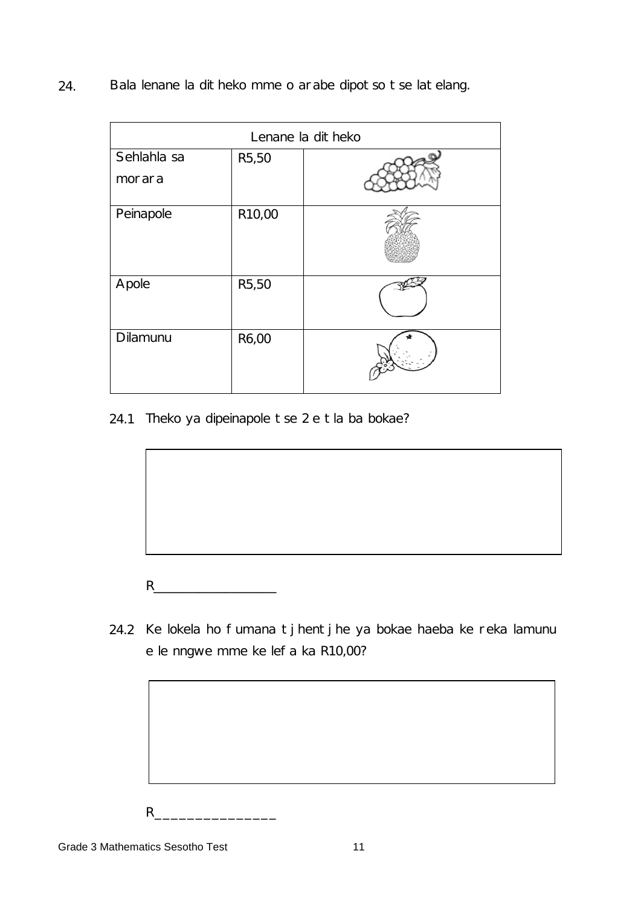24. Bala lenane la ditheko mme o arabe dipotso tse latelang.

| Lenane la ditheko | | |
|---|---|---|
| Sehlahla sa morara | R5,50 | |
| Peinapole | R10,00 | |
| Apole | R5,50 | |
| Dilamunu | R6,00 | |

24.1 Theko ya dipeinapole tse 2 e tla ba bokae?

R_________________

24.2 Ke lokela ho fumana tjhentjhe ya bokae haeba ke reka lamunu e le nngwe mme ke lefa ka R10,00?

R_______________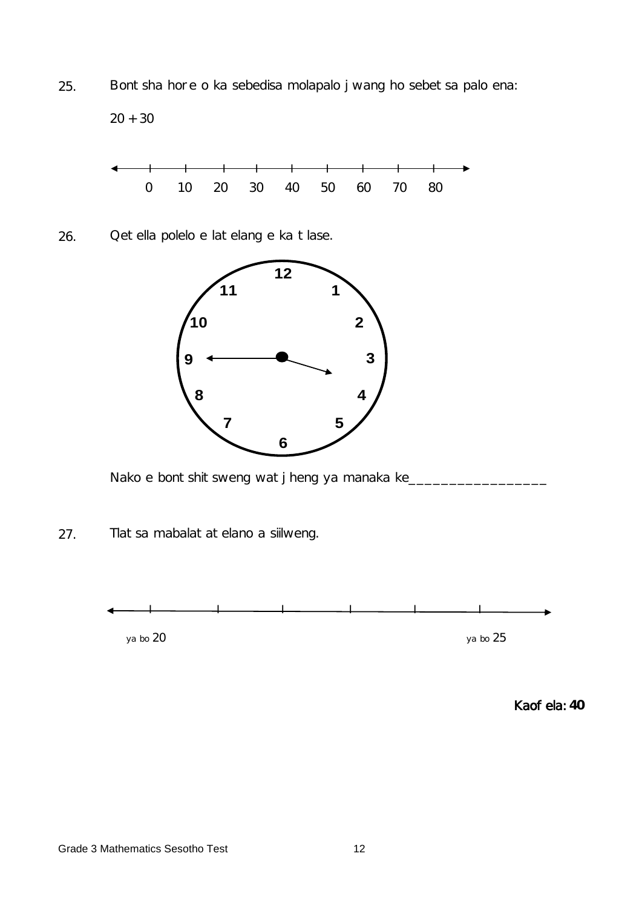25. Bontsha hore o ka sebedisa molapalo jwang ho sebetsa palo ena:

$20 + 30$

0 10 20 30 40 50 60 70 80

26. Qetella polelo e latelang e ka tlase.

12 11 1 10 2 9 3 8 4 7 5 6

Nako e bontshitsweng watjheng ya manaka ke_________________

27. Tlatsa mabalatelano a siilweng.

ya bo 20 ya bo 25

**Kaofela: 40**